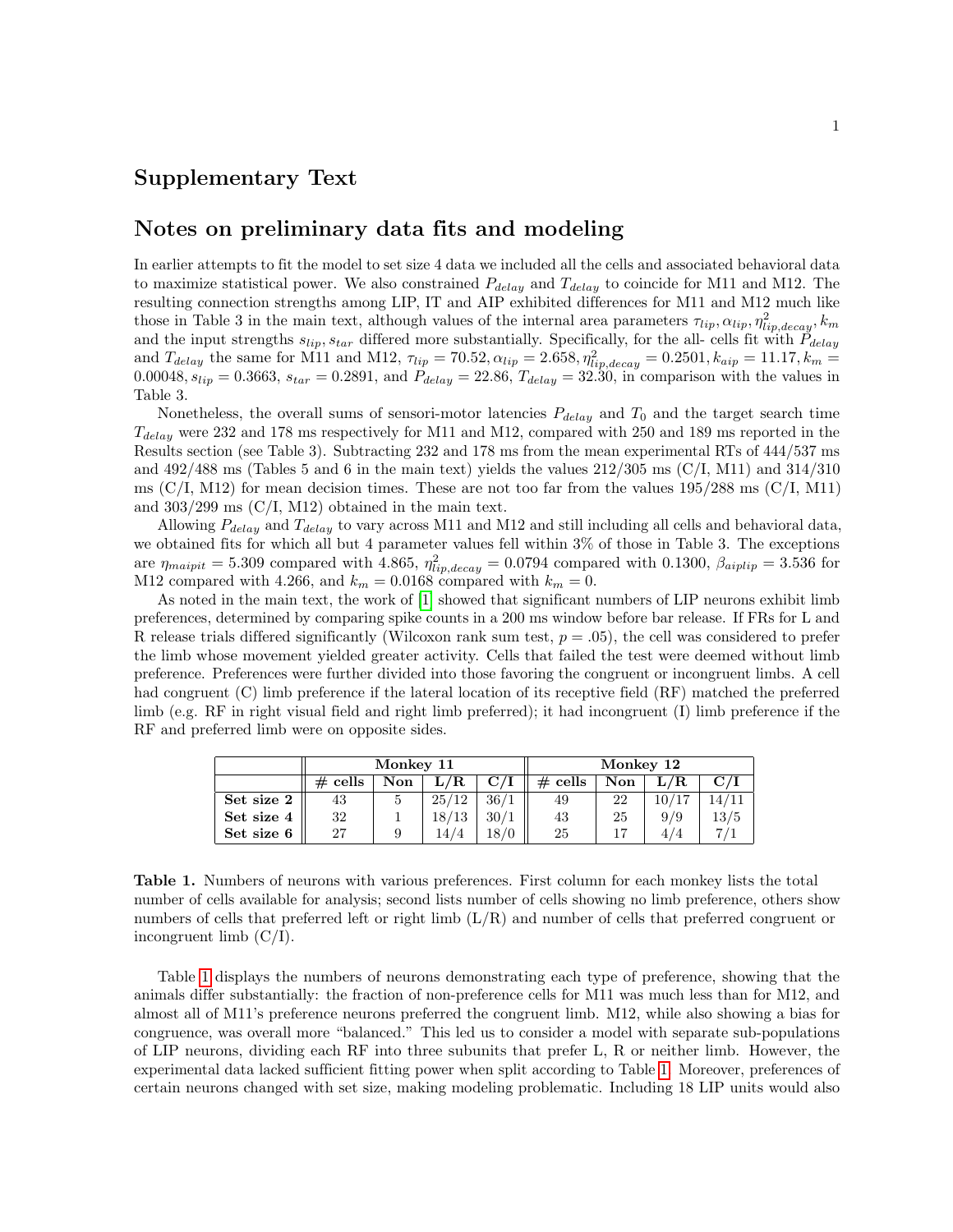# Supplementary Text

## Notes on preliminary data fits and modeling

In earlier attempts to fit the model to set size 4 data we included all the cells and associated behavioral data to maximize statistical power. We also constrained $P_{delay}$ and $T_{delay}$ to coincide for M11 and M12. The resulting connection strengths among LIP, IT and AIP exhibited differences for M11 and M12 much like those in Table 3 in the main text, although values of the internal area parameters $\tau_{lip}, \alpha_{lip}, \eta^2_{lip,decay}, k_m$ and the input strengths $s_{lip}, s_{tar}$ differed more substantially. Specifically, for the all- cells fit with $P_{delay}$ and $T_{delay}$ the same for M11 and M12, $\tau_{lip} = 70.52, \alpha_{lip} = 2.658, \eta^2_{lip,decay} = 0.2501, k_{aip} = 11.17, k_m = 0.00048, s_{lip} = 0.3663$, $s_{tar} = 0.2891$, and $P_{delay} = 22.86$, $T_{delay} = 32.30$, in comparison with the values in Table 3.

Nonetheless, the overall sums of sensori-motor latencies $P_{delay}$ and $T_0$ and the target search time $T_{delay}$ were 232 and 178 ms respectively for M11 and M12, compared with 250 and 189 ms reported in the Results section (see Table 3). Subtracting 232 and 178 ms from the mean experimental RTs of 444/537 ms and 492/488 ms (Tables 5 and 6 in the main text) yields the values 212/305 ms (C/I, M11) and 314/310 ms (C/I, M12) for mean decision times. These are not too far from the values 195/288 ms (C/I, M11) and 303/299 ms (C/I, M12) obtained in the main text.

Allowing $P_{delay}$ and $T_{delay}$ to vary across M11 and M12 and still including all cells and behavioral data, we obtained fits for which all but 4 parameter values fell within 3% of those in Table 3. The exceptions are $\eta_{maipit} = 5.309$ compared with 4.865, $\eta^2_{lip,decay} = 0.0794$ compared with 0.1300, $\beta_{aiplip} = 3.536$ for M12 compared with 4.266, and $k_m = 0.0168$ compared with $k_m = 0$.

As noted in the main text, the work of [1] showed that significant numbers of LIP neurons exhibit limb preferences, determined by comparing spike counts in a 200 ms window before bar release. If FRs for L and R release trials differed significantly (Wilcoxon rank sum test, $p = .05$), the cell was considered to prefer the limb whose movement yielded greater activity. Cells that failed the test were deemed without limb preference. Preferences were further divided into those favoring the congruent or incongruent limbs. A cell had congruent (C) limb preference if the lateral location of its receptive field (RF) matched the preferred limb (e.g. RF in right visual field and right limb preferred); it had incongruent (I) limb preference if the RF and preferred limb were on opposite sides.

| | **Monkey 11** | | | | **Monkey 12** | | | |
|---|---|---|---|---|---|---|---|---|
| | **# cells** | **Non** | **L/R** | **C/I** | **# cells** | **Non** | **L/R** | **C/I** |
| **Set size 2** | 43 | 5 | 25/12 | 36/1 | 49 | 22 | 10/17 | 14/11 |
| **Set size 4** | 32 | 1 | 18/13 | 30/1 | 43 | 25 | 9/9 | 13/5 |
| **Set size 6** | 27 | 9 | 14/4 | 18/0 | 25 | 17 | 4/4 | 7/1 |

**Table 1.** Numbers of neurons with various preferences. First column for each monkey lists the total number of cells available for analysis; second lists number of cells showing no limb preference, others show numbers of cells that preferred left or right limb (L/R) and number of cells that preferred congruent or incongruent limb (C/I).

Table 1 displays the numbers of neurons demonstrating each type of preference, showing that the animals differ substantially: the fraction of non-preference cells for M11 was much less than for M12, and almost all of M11's preference neurons preferred the congruent limb. M12, while also showing a bias for congruence, was overall more "balanced." This led us to consider a model with separate sub-populations of LIP neurons, dividing each RF into three subunits that prefer L, R or neither limb. However, the experimental data lacked sufficient fitting power when split according to Table 1. Moreover, preferences of certain neurons changed with set size, making modeling problematic. Including 18 LIP units would also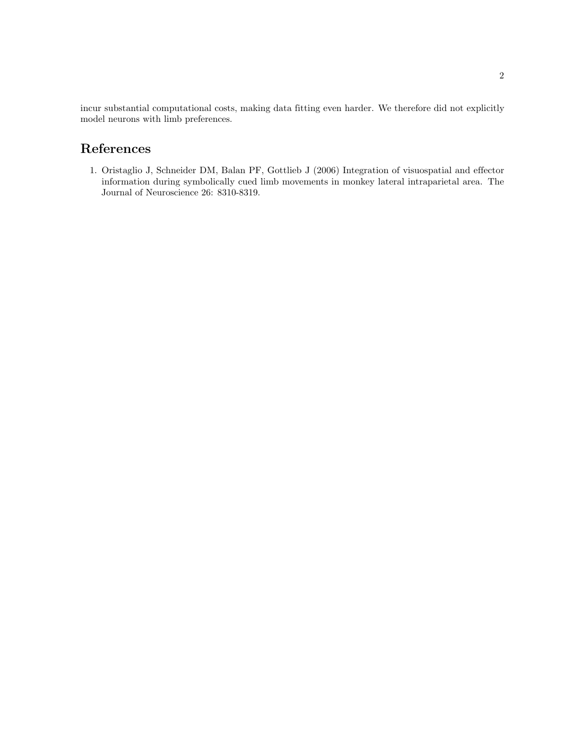incur substantial computational costs, making data fitting even harder. We therefore did not explicitly model neurons with limb preferences.

## References

1. Oristaglio J, Schneider DM, Balan PF, Gottlieb J (2006) Integration of visuospatial and effector information during symbolically cued limb movements in monkey lateral intraparietal area. The Journal of Neuroscience 26: 8310-8319.